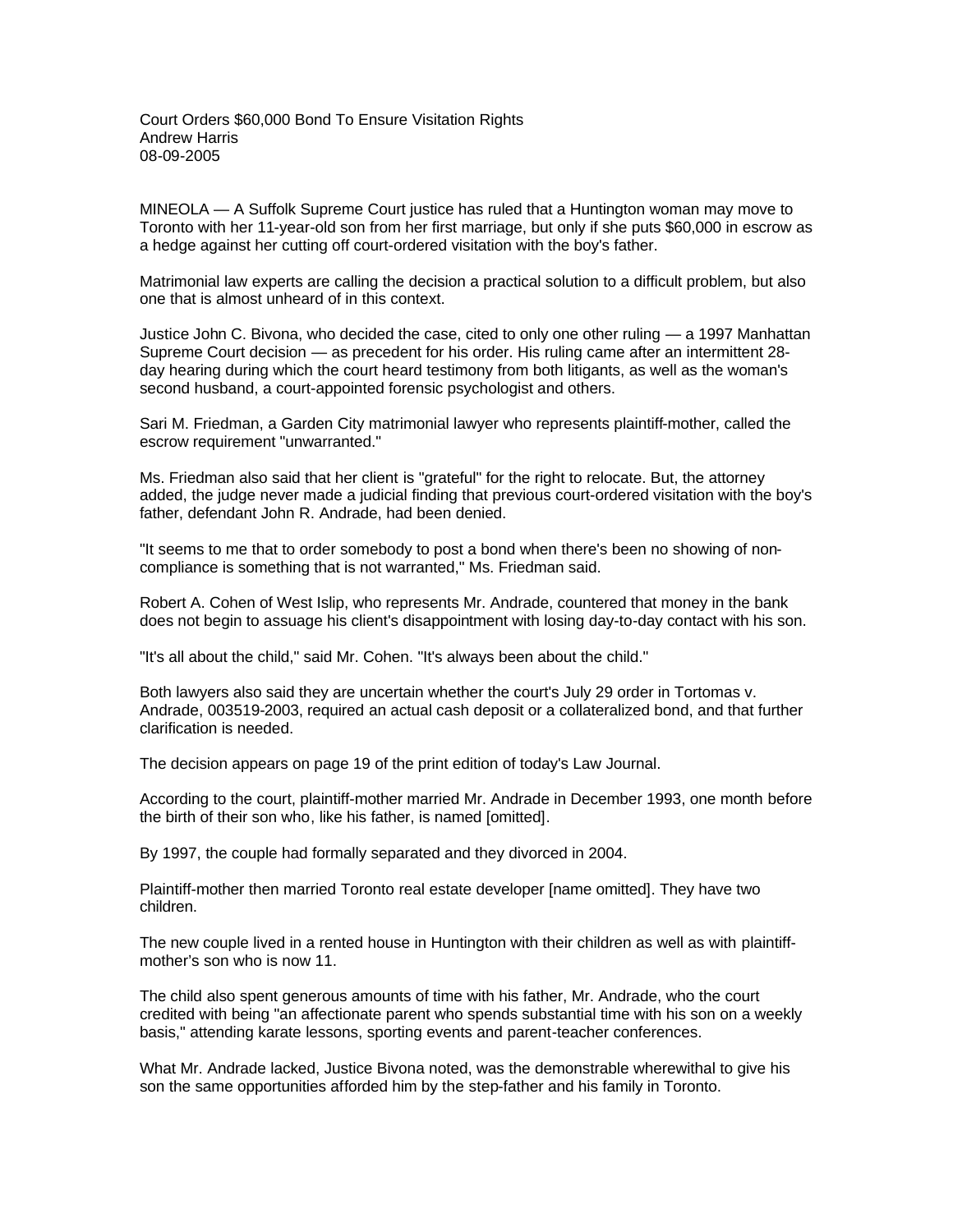# Court Orders $60,000 Bond To Ensure Visitation Rights

Andrew Harris

08-09-2005

MINEOLA — A Suffolk Supreme Court justice has ruled that a Huntington woman may move to Toronto with her 11-year-old son from her first marriage, but only if she puts $60,000 in escrow as a hedge against her cutting off court-ordered visitation with the boy's father.

Matrimonial law experts are calling the decision a practical solution to a difficult problem, but also one that is almost unheard of in this context.

Justice John C. Bivona, who decided the case, cited to only one other ruling — a 1997 Manhattan Supreme Court decision — as precedent for his order. His ruling came after an intermittent 28-day hearing during which the court heard testimony from both litigants, as well as the woman's second husband, a court-appointed forensic psychologist and others.

Sari M. Friedman, a Garden City matrimonial lawyer who represents plaintiff-mother, called the escrow requirement "unwarranted."

Ms. Friedman also said that her client is "grateful" for the right to relocate. But, the attorney added, the judge never made a judicial finding that previous court-ordered visitation with the boy's father, defendant John R. Andrade, had been denied.

"It seems to me that to order somebody to post a bond when there's been no showing of non-compliance is something that is not warranted," Ms. Friedman said.

Robert A. Cohen of West Islip, who represents Mr. Andrade, countered that money in the bank does not begin to assuage his client's disappointment with losing day-to-day contact with his son.

"It's all about the child," said Mr. Cohen. "It's always been about the child."

Both lawyers also said they are uncertain whether the court's July 29 order in Tortomas v. Andrade, 003519-2003, required an actual cash deposit or a collateralized bond, and that further clarification is needed.

The decision appears on page 19 of the print edition of today's Law Journal.

According to the court, plaintiff-mother married Mr. Andrade in December 1993, one month before the birth of their son who, like his father, is named [omitted].

By 1997, the couple had formally separated and they divorced in 2004.

Plaintiff-mother then married Toronto real estate developer [name omitted]. They have two children.

The new couple lived in a rented house in Huntington with their children as well as with plaintiff-mother's son who is now 11.

The child also spent generous amounts of time with his father, Mr. Andrade, who the court credited with being "an affectionate parent who spends substantial time with his son on a weekly basis," attending karate lessons, sporting events and parent-teacher conferences.

What Mr. Andrade lacked, Justice Bivona noted, was the demonstrable wherewithal to give his son the same opportunities afforded him by the step-father and his family in Toronto.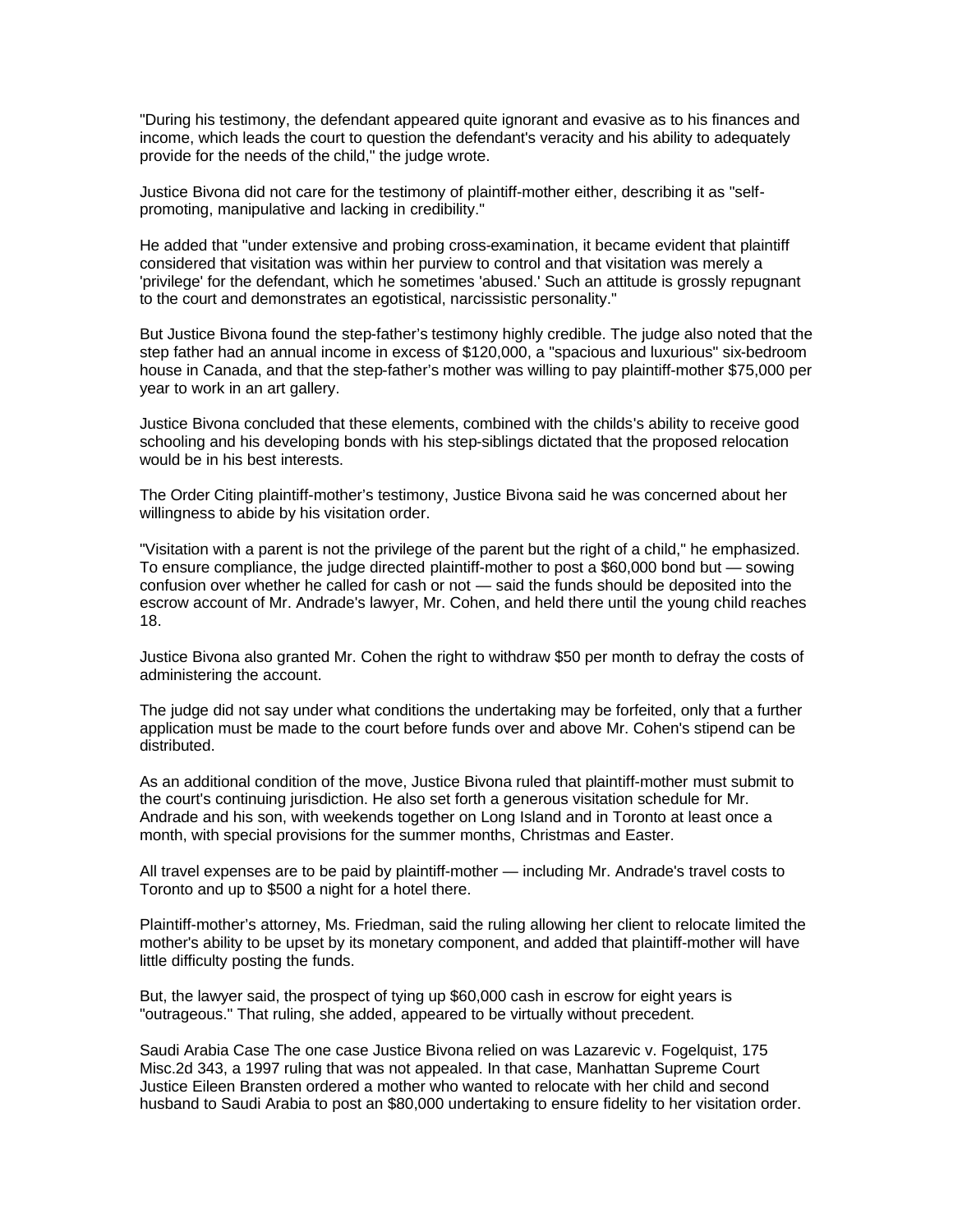"During his testimony, the defendant appeared quite ignorant and evasive as to his finances and income, which leads the court to question the defendant's veracity and his ability to adequately provide for the needs of the child," the judge wrote.

Justice Bivona did not care for the testimony of plaintiff-mother either, describing it as "self-promoting, manipulative and lacking in credibility."

He added that "under extensive and probing cross-examination, it became evident that plaintiff considered that visitation was within her purview to control and that visitation was merely a 'privilege' for the defendant, which he sometimes 'abused.' Such an attitude is grossly repugnant to the court and demonstrates an egotistical, narcissistic personality."

But Justice Bivona found the step-father's testimony highly credible. The judge also noted that the step father had an annual income in excess of $120,000, a "spacious and luxurious" six-bedroom house in Canada, and that the step-father's mother was willing to pay plaintiff-mother $75,000 per year to work in an art gallery.

Justice Bivona concluded that these elements, combined with the childs's ability to receive good schooling and his developing bonds with his step-siblings dictated that the proposed relocation would be in his best interests.

The Order Citing plaintiff-mother's testimony, Justice Bivona said he was concerned about her willingness to abide by his visitation order.

"Visitation with a parent is not the privilege of the parent but the right of a child," he emphasized. To ensure compliance, the judge directed plaintiff-mother to post a $60,000 bond but — sowing confusion over whether he called for cash or not — said the funds should be deposited into the escrow account of Mr. Andrade's lawyer, Mr. Cohen, and held there until the young child reaches 18.

Justice Bivona also granted Mr. Cohen the right to withdraw $50 per month to defray the costs of administering the account.

The judge did not say under what conditions the undertaking may be forfeited, only that a further application must be made to the court before funds over and above Mr. Cohen's stipend can be distributed.

As an additional condition of the move, Justice Bivona ruled that plaintiff-mother must submit to the court's continuing jurisdiction. He also set forth a generous visitation schedule for Mr. Andrade and his son, with weekends together on Long Island and in Toronto at least once a month, with special provisions for the summer months, Christmas and Easter.

All travel expenses are to be paid by plaintiff-mother — including Mr. Andrade's travel costs to Toronto and up to $500 a night for a hotel there.

Plaintiff-mother's attorney, Ms. Friedman, said the ruling allowing her client to relocate limited the mother's ability to be upset by its monetary component, and added that plaintiff-mother will have little difficulty posting the funds.

But, the lawyer said, the prospect of tying up $60,000 cash in escrow for eight years is "outrageous." That ruling, she added, appeared to be virtually without precedent.

Saudi Arabia Case The one case Justice Bivona relied on was Lazarevic v. Fogelquist, 175 Misc.2d 343, a 1997 ruling that was not appealed. In that case, Manhattan Supreme Court Justice Eileen Bransten ordered a mother who wanted to relocate with her child and second husband to Saudi Arabia to post an $80,000 undertaking to ensure fidelity to her visitation order.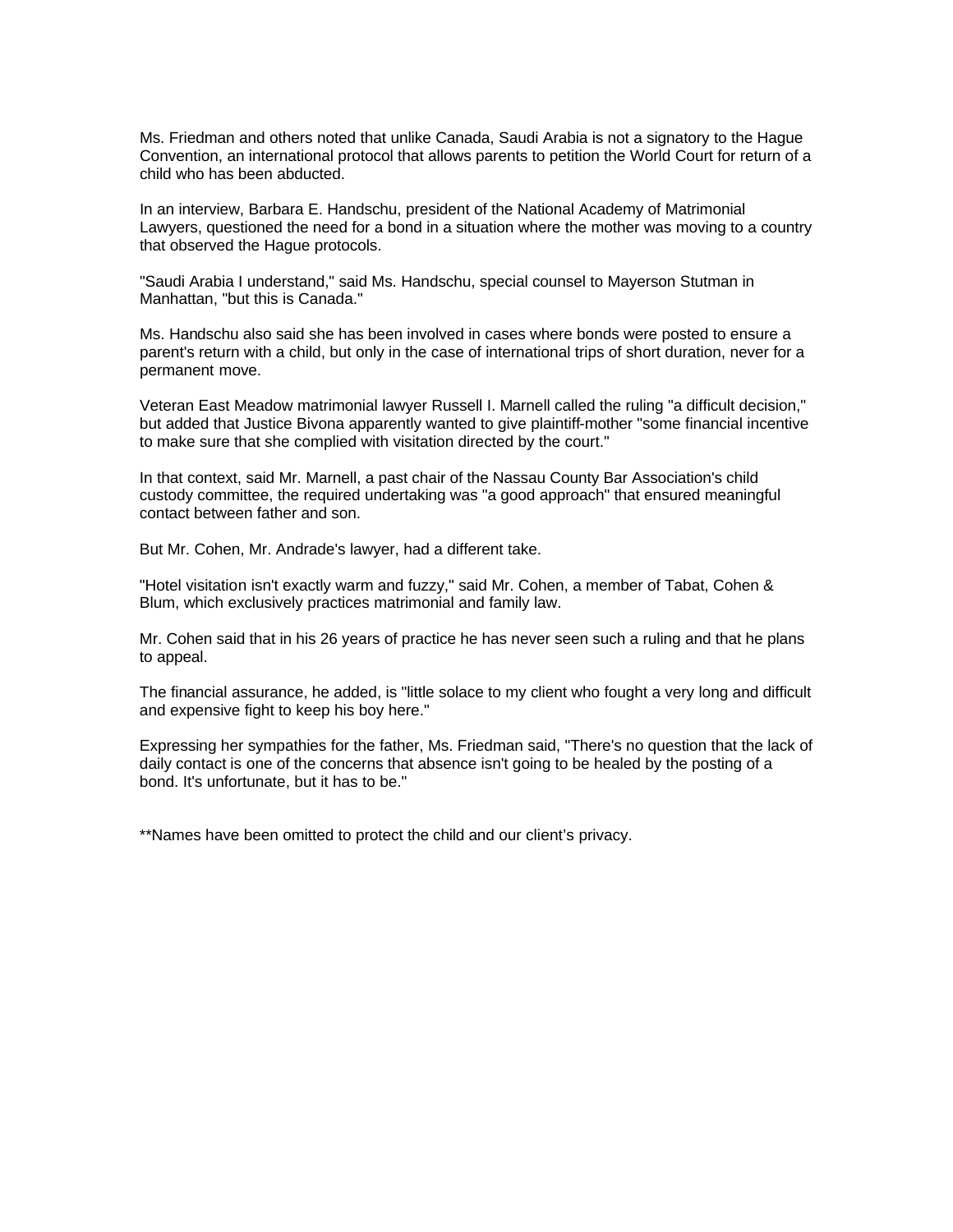Ms. Friedman and others noted that unlike Canada, Saudi Arabia is not a signatory to the Hague Convention, an international protocol that allows parents to petition the World Court for return of a child who has been abducted.

In an interview, Barbara E. Handschu, president of the National Academy of Matrimonial Lawyers, questioned the need for a bond in a situation where the mother was moving to a country that observed the Hague protocols.

"Saudi Arabia I understand," said Ms. Handschu, special counsel to Mayerson Stutman in Manhattan, "but this is Canada."

Ms. Handschu also said she has been involved in cases where bonds were posted to ensure a parent's return with a child, but only in the case of international trips of short duration, never for a permanent move.

Veteran East Meadow matrimonial lawyer Russell I. Marnell called the ruling "a difficult decision," but added that Justice Bivona apparently wanted to give plaintiff-mother "some financial incentive to make sure that she complied with visitation directed by the court."

In that context, said Mr. Marnell, a past chair of the Nassau County Bar Association's child custody committee, the required undertaking was "a good approach" that ensured meaningful contact between father and son.

But Mr. Cohen, Mr. Andrade's lawyer, had a different take.

"Hotel visitation isn't exactly warm and fuzzy," said Mr. Cohen, a member of Tabat, Cohen & Blum, which exclusively practices matrimonial and family law.

Mr. Cohen said that in his 26 years of practice he has never seen such a ruling and that he plans to appeal.

The financial assurance, he added, is "little solace to my client who fought a very long and difficult and expensive fight to keep his boy here."

Expressing her sympathies for the father, Ms. Friedman said, "There's no question that the lack of daily contact is one of the concerns that absence isn't going to be healed by the posting of a bond. It's unfortunate, but it has to be."

**Names have been omitted to protect the child and our client's privacy.